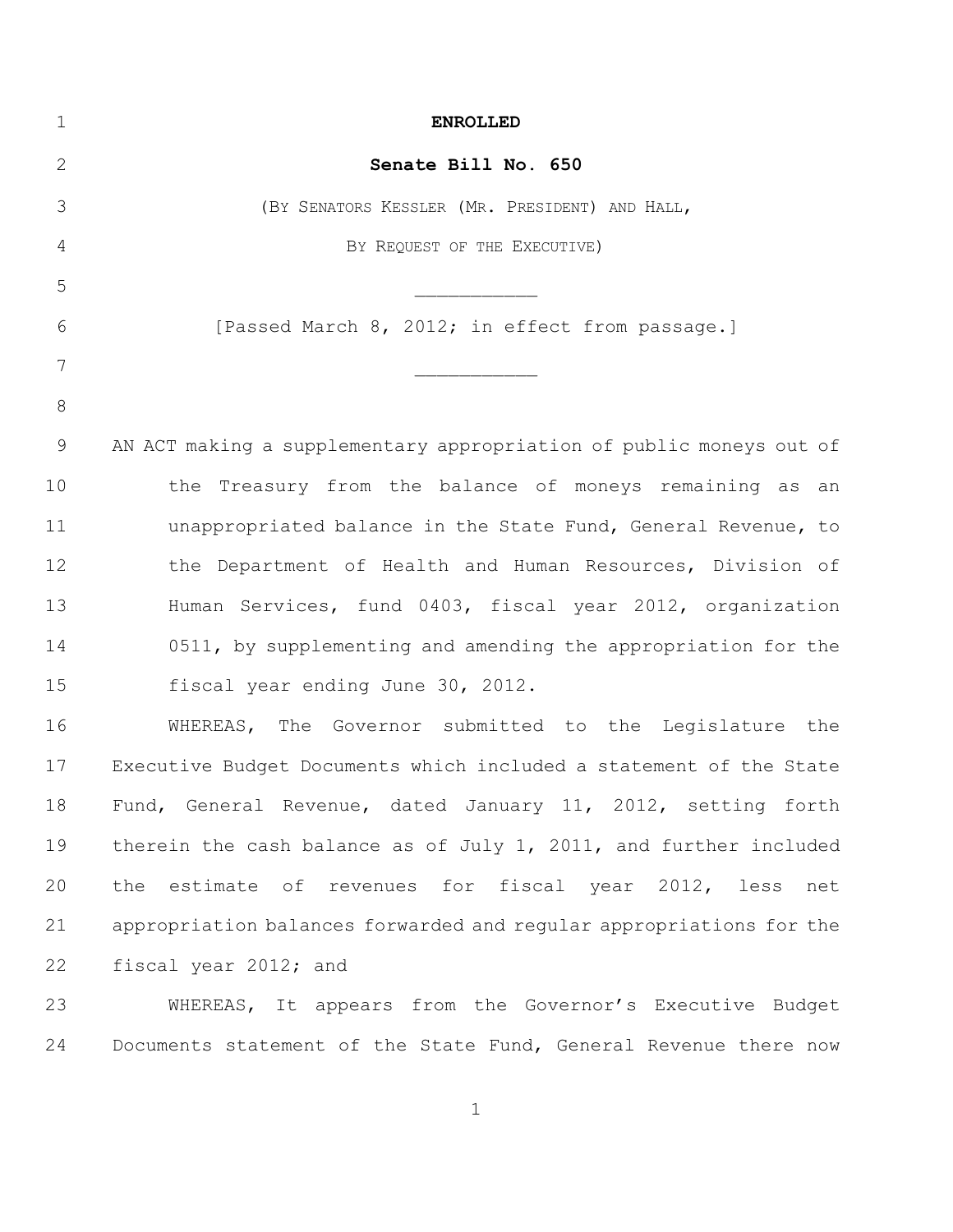**ENROLLED**

**Senate Bill No. 650**

(BY SENATORS KESSLER (MR. PRESIDENT) AND HALL,

BY REQUEST OF THE EXECUTIVE)

___________

[Passed March 8, 2012; in effect from passage.]

___________

AN ACT making a supplementary appropriation of public moneys out of the Treasury from the balance of moneys remaining as an unappropriated balance in the State Fund, General Revenue, to the Department of Health and Human Resources, Division of Human Services, fund 0403, fiscal year 2012, organization 0511, by supplementing and amending the appropriation for the fiscal year ending June 30, 2012.

WHEREAS, The Governor submitted to the Legislature the Executive Budget Documents which included a statement of the State Fund, General Revenue, dated January 11, 2012, setting forth therein the cash balance as of July 1, 2011, and further included the estimate of revenues for fiscal year 2012, less net appropriation balances forwarded and regular appropriations for the fiscal year 2012; and

WHEREAS, It appears from the Governor's Executive Budget Documents statement of the State Fund, General Revenue there now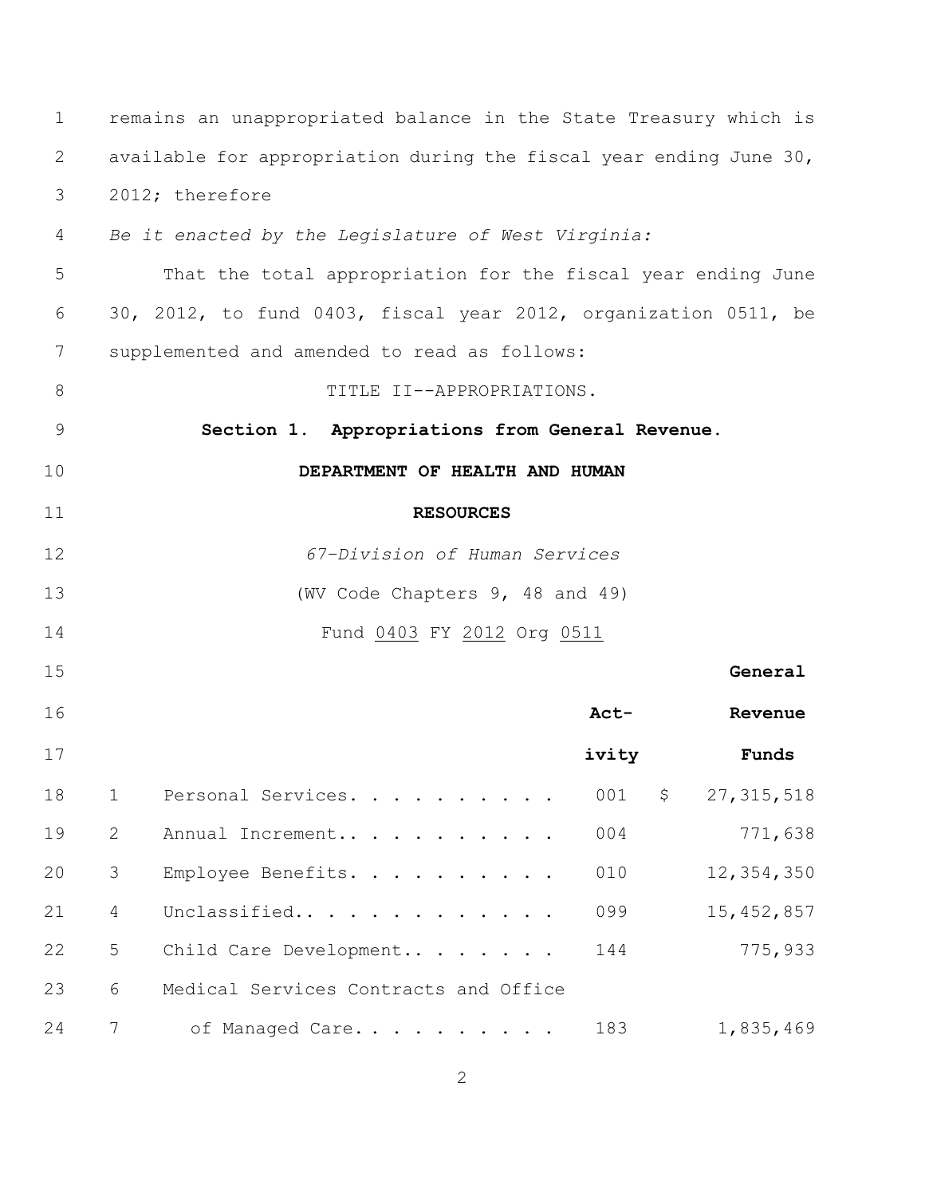remains an unappropriated balance in the State Treasury which is available for appropriation during the fiscal year ending June 30, 2012; therefore

*Be it enacted by the Legislature of West Virginia:*

That the total appropriation for the fiscal year ending June 30, 2012, to fund 0403, fiscal year 2012, organization 0511, be supplemented and amended to read as follows:

TITLE II--APPROPRIATIONS.

**Section 1. Appropriations from General Revenue.**

**DEPARTMENT OF HEALTH AND HUMAN RESOURCES**

*67-Division of Human Services*

(WV Code Chapters 9, 48 and 49)

Fund 0403 FY 2012 Org 0511

| | | Activity | General Revenue Funds |
|---|---|---|---|
| 1 | Personal Services. . . . . . . . . . . | 001 | $ 27,315,518 |
| 2 | Annual Increment.. . . . . . . . . . . | 004 | 771,638 |
| 3 | Employee Benefits. . . . . . . . . . . | 010 | 12,354,350 |
| 4 | Unclassified.. . . . . . . . . . . . . | 099 | 15,452,857 |
| 5 | Child Care Development.. . . . . . . . | 144 | 775,933 |
| 6 | Medical Services Contracts and Office | | |
| 7 | of Managed Care. . . . . . . . . . . | 183 | 1,835,469 |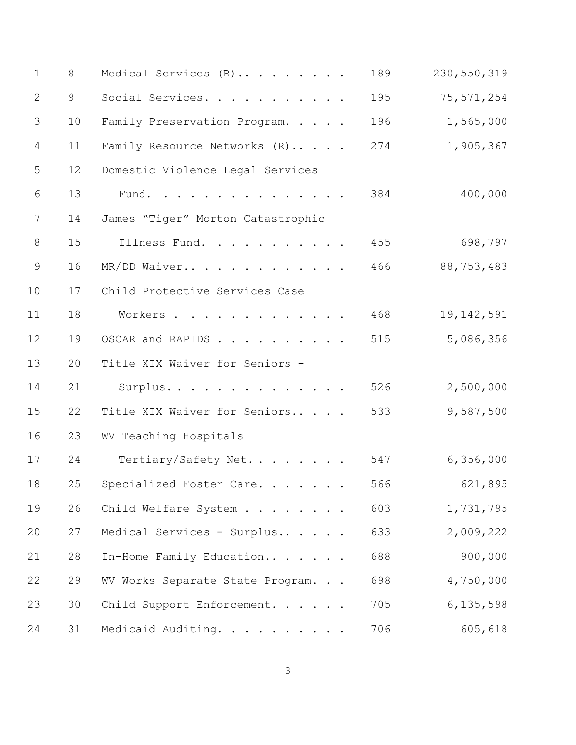| | | |
|---|---|---|
| Medical Services (R).. . . . . . . . | 189 | 230,550,319 |
| Social Services. . . . . . . . . . . | 195 | 75,571,254 |
| Family Preservation Program. . . . . | 196 | 1,565,000 |
| Family Resource Networks (R).. . . . | 274 | 1,905,367 |
| Domestic Violence Legal Services Fund. . . . . . . . . . . . . . . | 384 | 400,000 |
| James “Tiger” Morton Catastrophic Illness Fund. . . . . . . . . . . | 455 | 698,797 |
| MR/DD Waiver.. . . . . . . . . . . . | 466 | 88,753,483 |
| Child Protective Services Case Workers . . . . . . . . . . . . . | 468 | 19,142,591 |
| OSCAR and RAPIDS . . . . . . . . . . | 515 | 5,086,356 |
| Title XIX Waiver for Seniors - Surplus. . . . . . . . . . . . . . | 526 | 2,500,000 |
| Title XIX Waiver for Seniors.. . . . | 533 | 9,587,500 |
| WV Teaching Hospitals Tertiary/Safety Net. . . . . . . . | 547 | 6,356,000 |
| Specialized Foster Care. . . . . . . | 566 | 621,895 |
| Child Welfare System . . . . . . . . | 603 | 1,731,795 |
| Medical Services - Surplus.. . . . . | 633 | 2,009,222 |
| In-Home Family Education.. . . . . . | 688 | 900,000 |
| WV Works Separate State Program. . . | 698 | 4,750,000 |
| Child Support Enforcement. . . . . . | 705 | 6,135,598 |
| Medicaid Auditing. . . . . . . . . . | 706 | 605,618 |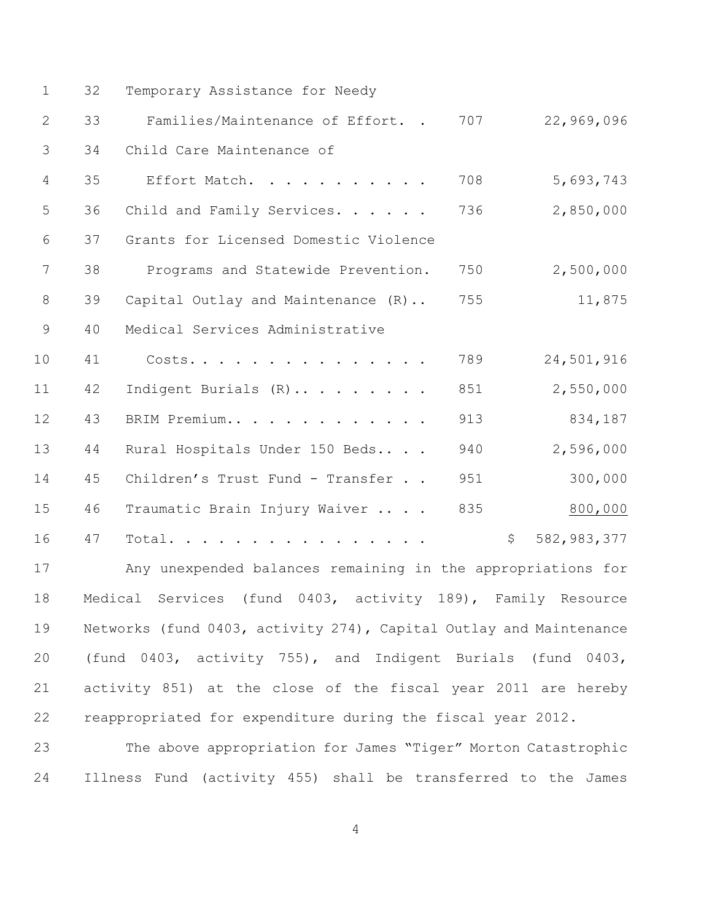| | | | |
|---|---|---|---|
| 32 | Temporary Assistance for Needy Families/Maintenance of Effort. . | 707 | 22,969,096 |
| 34 | Child Care Maintenance of Effort Match. . . . . . . . . . . | 708 | 5,693,743 |
| 36 | Child and Family Services. . . . . . | 736 | 2,850,000 |
| 37 | Grants for Licensed Domestic Violence Programs and Statewide Prevention. | 750 | 2,500,000 |
| 39 | Capital Outlay and Maintenance (R).. | 755 | 11,875 |
| 40 | Medical Services Administrative Costs. . . . . . . . . . . . . . . | 789 | 24,501,916 |
| 42 | Indigent Burials (R).. . . . . . . . | 851 | 2,550,000 |
| 43 | BRIM Premium.. . . . . . . . . . . . | 913 | 834,187 |
| 44 | Rural Hospitals Under 150 Beds.. . . | 940 | 2,596,000 |
| 45 | Children’s Trust Fund - Transfer . . | 951 | 300,000 |
| 46 | Traumatic Brain Injury Waiver .. . . | 835 | 800,000 |
| 47 | Total. . . . . . . . . . . . . . . . | | $ 582,983,377 |

Any unexpended balances remaining in the appropriations for Medical Services (fund 0403, activity 189), Family Resource Networks (fund 0403, activity 274), Capital Outlay and Maintenance (fund 0403, activity 755), and Indigent Burials (fund 0403, activity 851) at the close of the fiscal year 2011 are hereby reappropriated for expenditure during the fiscal year 2012.

The above appropriation for James “Tiger” Morton Catastrophic Illness Fund (activity 455) shall be transferred to the James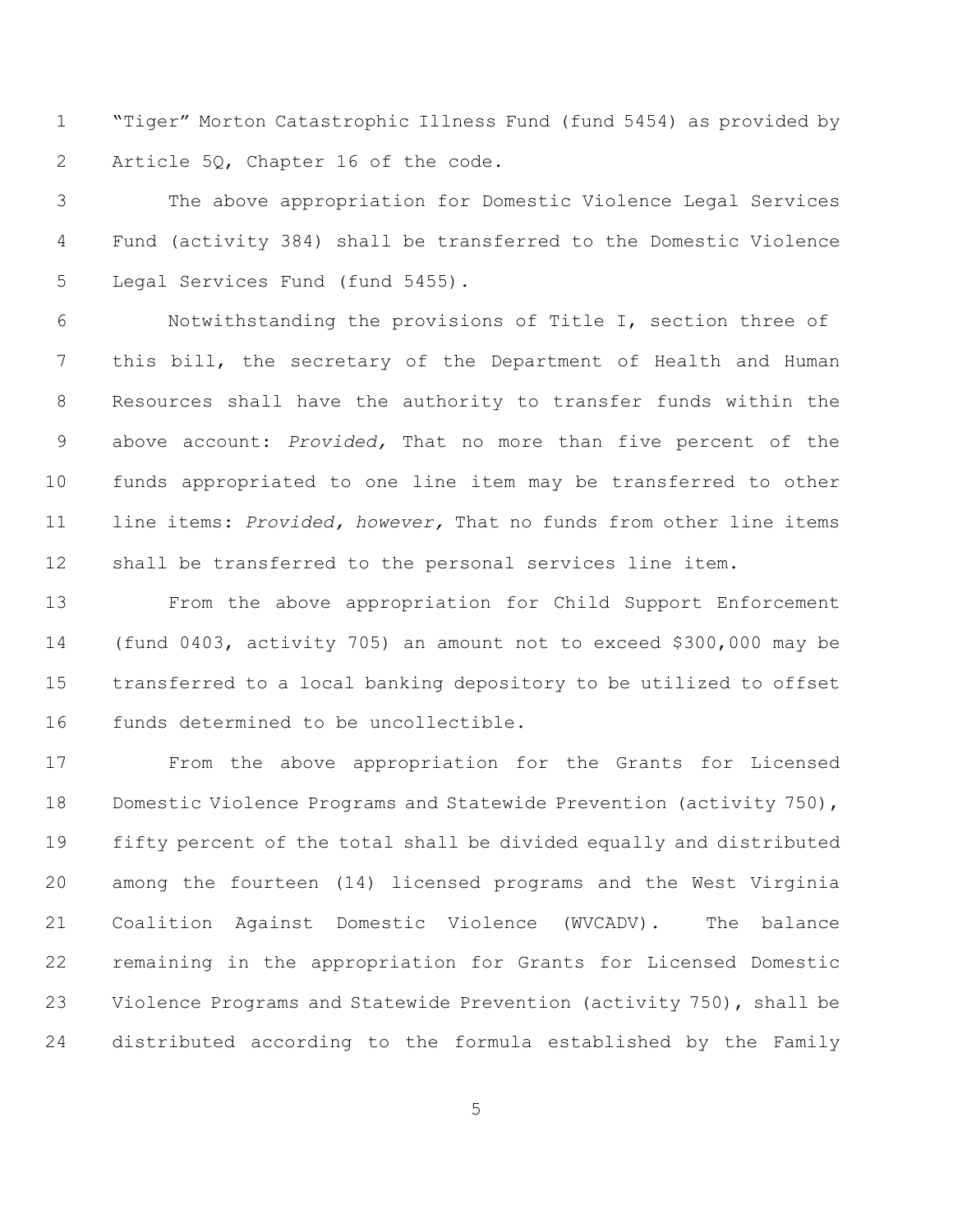"Tiger" Morton Catastrophic Illness Fund (fund 5454) as provided by Article 5Q, Chapter 16 of the code.

The above appropriation for Domestic Violence Legal Services Fund (activity 384) shall be transferred to the Domestic Violence Legal Services Fund (fund 5455).

Notwithstanding the provisions of Title I, section three of this bill, the secretary of the Department of Health and Human Resources shall have the authority to transfer funds within the above account: *Provided,* That no more than five percent of the funds appropriated to one line item may be transferred to other line items: *Provided, however,* That no funds from other line items shall be transferred to the personal services line item.

From the above appropriation for Child Support Enforcement (fund 0403, activity 705) an amount not to exceed $300,000 may be transferred to a local banking depository to be utilized to offset funds determined to be uncollectible.

From the above appropriation for the Grants for Licensed Domestic Violence Programs and Statewide Prevention (activity 750), fifty percent of the total shall be divided equally and distributed among the fourteen (14) licensed programs and the West Virginia Coalition Against Domestic Violence (WVCADV). The balance remaining in the appropriation for Grants for Licensed Domestic Violence Programs and Statewide Prevention (activity 750), shall be distributed according to the formula established by the Family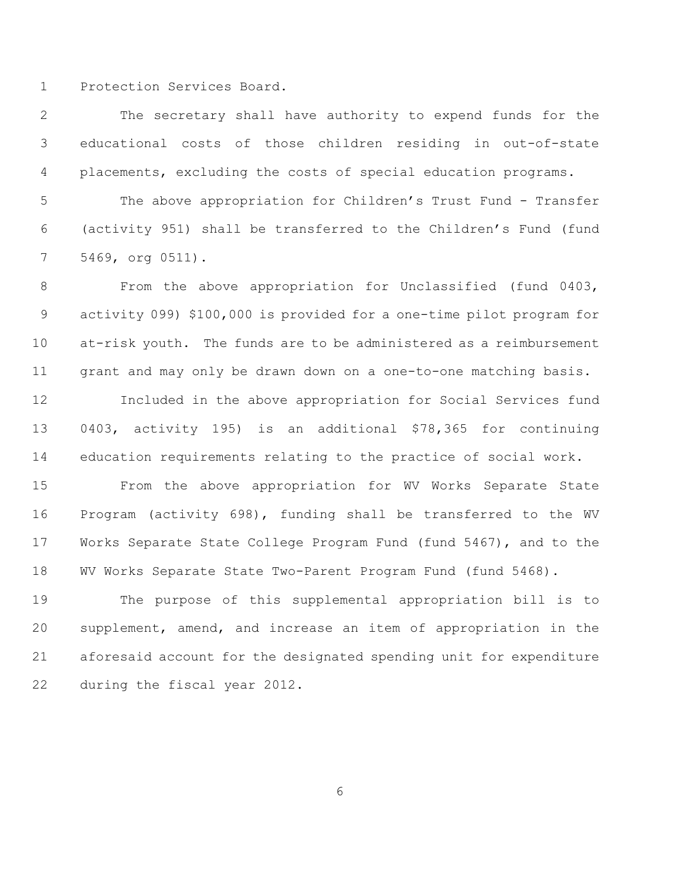Protection Services Board.

The secretary shall have authority to expend funds for the educational costs of those children residing in out-of-state placements, excluding the costs of special education programs.

The above appropriation for Children's Trust Fund - Transfer (activity 951) shall be transferred to the Children's Fund (fund 5469, org 0511).

From the above appropriation for Unclassified (fund 0403, activity 099) $100,000 is provided for a one-time pilot program for at-risk youth. The funds are to be administered as a reimbursement grant and may only be drawn down on a one-to-one matching basis.

Included in the above appropriation for Social Services fund 0403, activity 195) is an additional $78,365 for continuing education requirements relating to the practice of social work.

From the above appropriation for WV Works Separate State Program (activity 698), funding shall be transferred to the WV Works Separate State College Program Fund (fund 5467), and to the WV Works Separate State Two-Parent Program Fund (fund 5468).

The purpose of this supplemental appropriation bill is to supplement, amend, and increase an item of appropriation in the aforesaid account for the designated spending unit for expenditure during the fiscal year 2012.